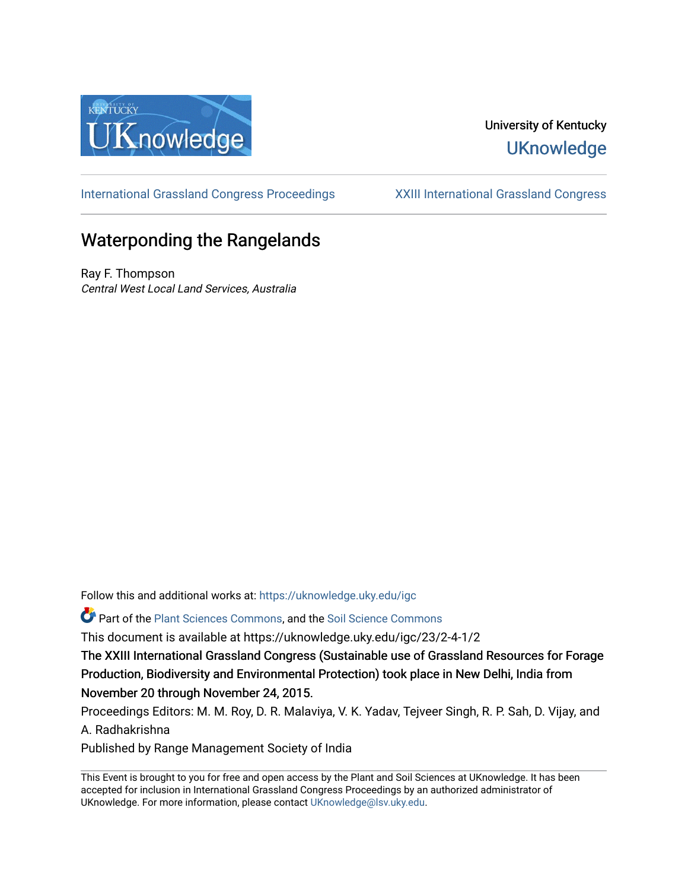University of Kentucky

UKnowledge

International Grassland Congress Proceedings | XXIII International Grassland Congress

# Waterponding the Rangelands

Ray F. Thompson

*Central West Local Land Services, Australia*

Follow this and additional works at: https://uknowledge.uky.edu/igc

Part of the Plant Sciences Commons, and the Soil Science Commons

This document is available at https://uknowledge.uky.edu/igc/23/2-4-1/2

The XXIII International Grassland Congress (Sustainable use of Grassland Resources for Forage Production, Biodiversity and Environmental Protection) took place in New Delhi, India from November 20 through November 24, 2015.

Proceedings Editors: M. M. Roy, D. R. Malaviya, V. K. Yadav, Tejveer Singh, R. P. Sah, D. Vijay, and A. Radhakrishna

Published by Range Management Society of India

This Event is brought to you for free and open access by the Plant and Soil Sciences at UKnowledge. It has been accepted for inclusion in International Grassland Congress Proceedings by an authorized administrator of UKnowledge. For more information, please contact UKnowledge@lsv.uky.edu.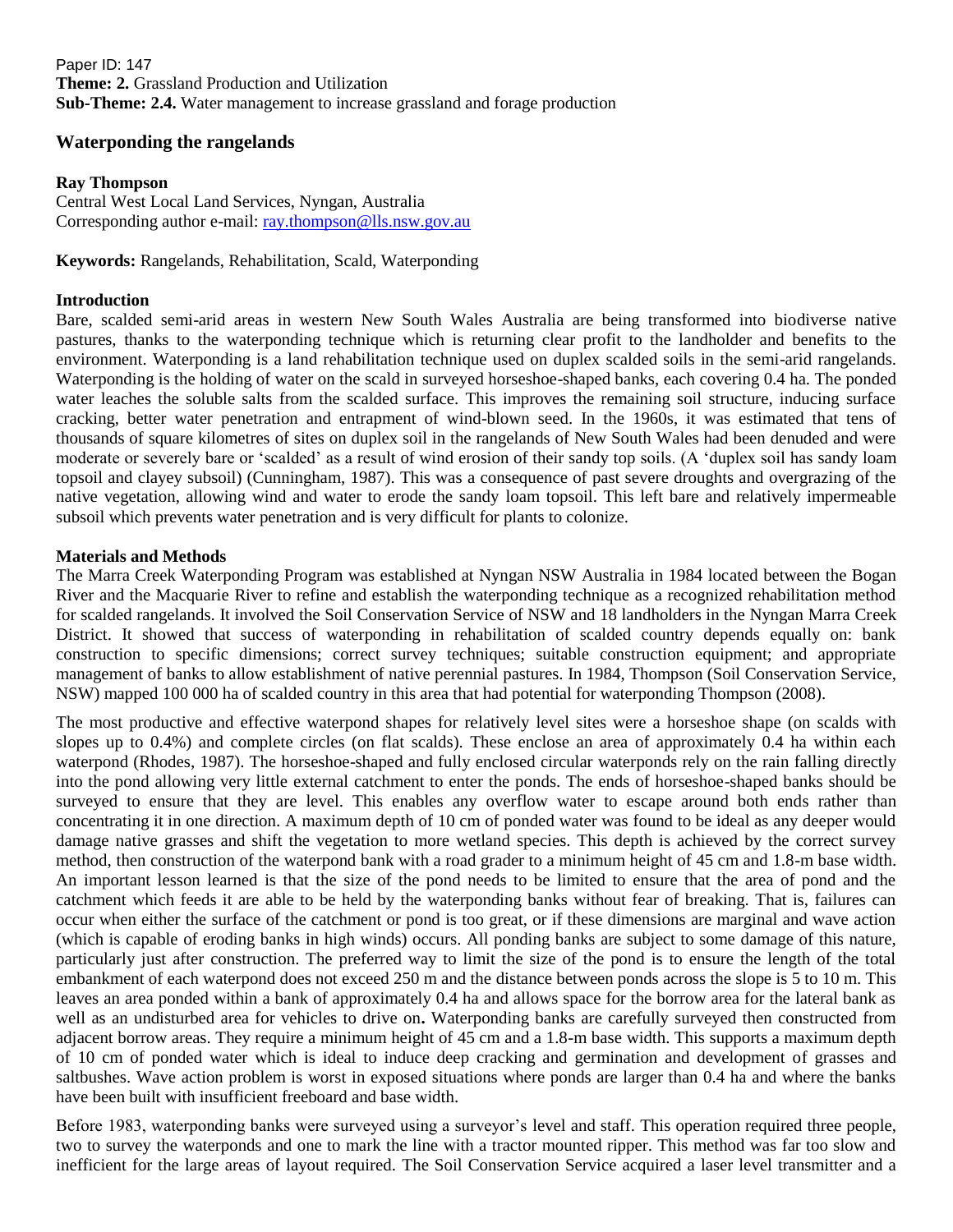Paper ID: 147
**Theme: 2.** Grassland Production and Utilization
**Sub-Theme: 2.4.** Water management to increase grassland and forage production

## Waterponding the rangelands

**Ray Thompson**
Central West Local Land Services, Nyngan, Australia
Corresponding author e-mail: ray.thompson@lls.nsw.gov.au

**Keywords:** Rangelands, Rehabilitation, Scald, Waterponding

### Introduction

Bare, scalded semi-arid areas in western New South Wales Australia are being transformed into biodiverse native pastures, thanks to the waterponding technique which is returning clear profit to the landholder and benefits to the environment. Waterponding is a land rehabilitation technique used on duplex scalded soils in the semi-arid rangelands. Waterponding is the holding of water on the scald in surveyed horseshoe-shaped banks, each covering 0.4 ha. The ponded water leaches the soluble salts from the scalded surface. This improves the remaining soil structure, inducing surface cracking, better water penetration and entrapment of wind-blown seed. In the 1960s, it was estimated that tens of thousands of square kilometres of sites on duplex soil in the rangelands of New South Wales had been denuded and were moderate or severely bare or 'scalded' as a result of wind erosion of their sandy top soils. (A 'duplex soil has sandy loam topsoil and clayey subsoil) (Cunningham, 1987). This was a consequence of past severe droughts and overgrazing of the native vegetation, allowing wind and water to erode the sandy loam topsoil. This left bare and relatively impermeable subsoil which prevents water penetration and is very difficult for plants to colonize.

### Materials and Methods

The Marra Creek Waterponding Program was established at Nyngan NSW Australia in 1984 located between the Bogan River and the Macquarie River to refine and establish the waterponding technique as a recognized rehabilitation method for scalded rangelands. It involved the Soil Conservation Service of NSW and 18 landholders in the Nyngan Marra Creek District. It showed that success of waterponding in rehabilitation of scalded country depends equally on: bank construction to specific dimensions; correct survey techniques; suitable construction equipment; and appropriate management of banks to allow establishment of native perennial pastures. In 1984, Thompson (Soil Conservation Service, NSW) mapped 100 000 ha of scalded country in this area that had potential for waterponding Thompson (2008).

The most productive and effective waterpond shapes for relatively level sites were a horseshoe shape (on scalds with slopes up to 0.4%) and complete circles (on flat scalds). These enclose an area of approximately 0.4 ha within each waterpond (Rhodes, 1987). The horseshoe-shaped and fully enclosed circular waterponds rely on the rain falling directly into the pond allowing very little external catchment to enter the ponds. The ends of horseshoe-shaped banks should be surveyed to ensure that they are level. This enables any overflow water to escape around both ends rather than concentrating it in one direction. A maximum depth of 10 cm of ponded water was found to be ideal as any deeper would damage native grasses and shift the vegetation to more wetland species. This depth is achieved by the correct survey method, then construction of the waterpond bank with a road grader to a minimum height of 45 cm and 1.8-m base width. An important lesson learned is that the size of the pond needs to be limited to ensure that the area of pond and the catchment which feeds it are able to be held by the waterponding banks without fear of breaking. That is, failures can occur when either the surface of the catchment or pond is too great, or if these dimensions are marginal and wave action (which is capable of eroding banks in high winds) occurs. All ponding banks are subject to some damage of this nature, particularly just after construction. The preferred way to limit the size of the pond is to ensure the length of the total embankment of each waterpond does not exceed 250 m and the distance between ponds across the slope is 5 to 10 m. This leaves an area ponded within a bank of approximately 0.4 ha and allows space for the borrow area for the lateral bank as well as an undisturbed area for vehicles to drive on**.** Waterponding banks are carefully surveyed then constructed from adjacent borrow areas. They require a minimum height of 45 cm and a 1.8-m base width. This supports a maximum depth of 10 cm of ponded water which is ideal to induce deep cracking and germination and development of grasses and saltbushes. Wave action problem is worst in exposed situations where ponds are larger than 0.4 ha and where the banks have been built with insufficient freeboard and base width.

Before 1983, waterponding banks were surveyed using a surveyor's level and staff. This operation required three people, two to survey the waterponds and one to mark the line with a tractor mounted ripper. This method was far too slow and inefficient for the large areas of layout required. The Soil Conservation Service acquired a laser level transmitter and a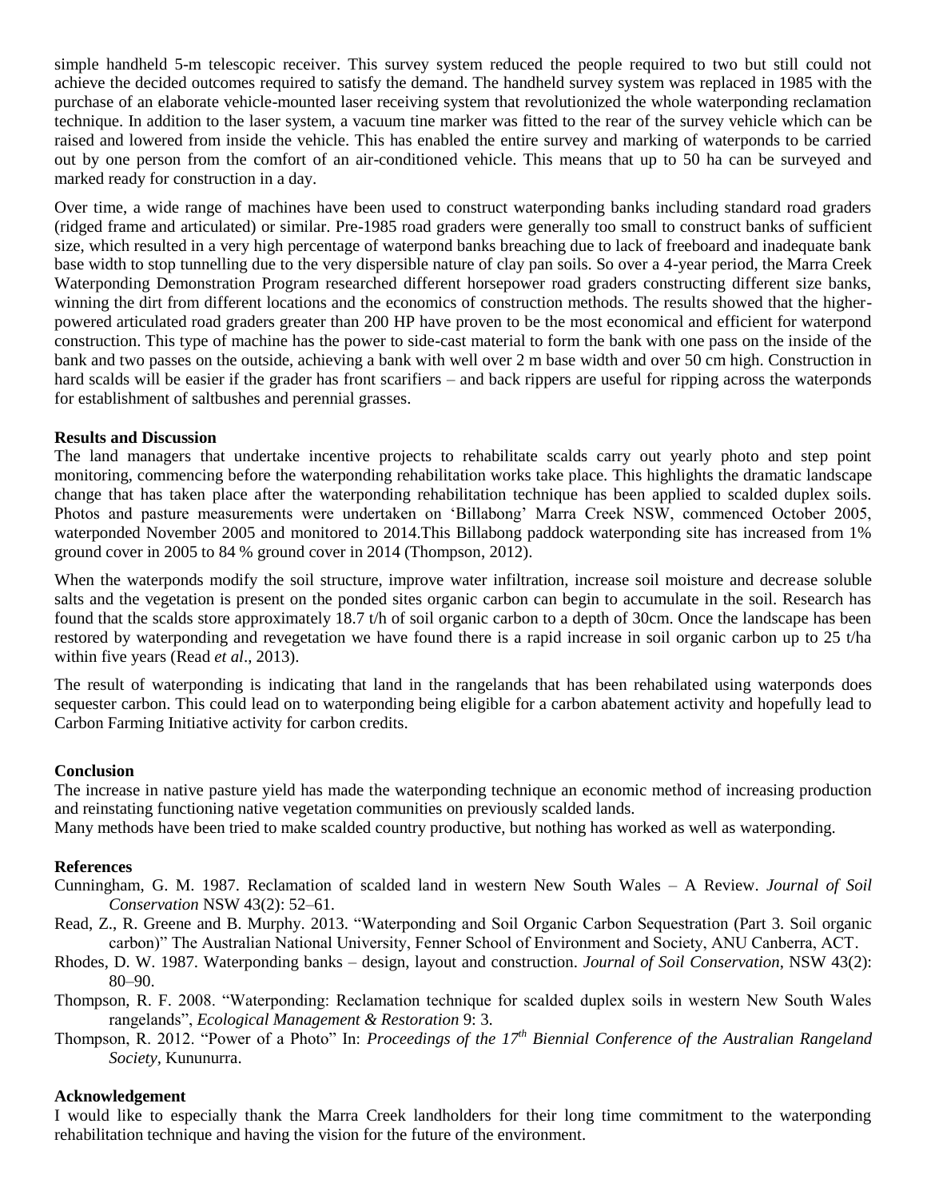simple handheld 5-m telescopic receiver. This survey system reduced the people required to two but still could not achieve the decided outcomes required to satisfy the demand. The handheld survey system was replaced in 1985 with the purchase of an elaborate vehicle-mounted laser receiving system that revolutionized the whole waterponding reclamation technique. In addition to the laser system, a vacuum tine marker was fitted to the rear of the survey vehicle which can be raised and lowered from inside the vehicle. This has enabled the entire survey and marking of waterponds to be carried out by one person from the comfort of an air-conditioned vehicle. This means that up to 50 ha can be surveyed and marked ready for construction in a day.

Over time, a wide range of machines have been used to construct waterponding banks including standard road graders (ridged frame and articulated) or similar. Pre-1985 road graders were generally too small to construct banks of sufficient size, which resulted in a very high percentage of waterpond banks breaching due to lack of freeboard and inadequate bank base width to stop tunnelling due to the very dispersible nature of clay pan soils. So over a 4-year period, the Marra Creek Waterponding Demonstration Program researched different horsepower road graders constructing different size banks, winning the dirt from different locations and the economics of construction methods. The results showed that the higher-powered articulated road graders greater than 200 HP have proven to be the most economical and efficient for waterpond construction. This type of machine has the power to side-cast material to form the bank with one pass on the inside of the bank and two passes on the outside, achieving a bank with well over 2 m base width and over 50 cm high. Construction in hard scalds will be easier if the grader has front scarifiers – and back rippers are useful for ripping across the waterponds for establishment of saltbushes and perennial grasses.

**Results and Discussion**

The land managers that undertake incentive projects to rehabilitate scalds carry out yearly photo and step point monitoring, commencing before the waterponding rehabilitation works take place. This highlights the dramatic landscape change that has taken place after the waterponding rehabilitation technique has been applied to scalded duplex soils. Photos and pasture measurements were undertaken on 'Billabong' Marra Creek NSW, commenced October 2005, waterponded November 2005 and monitored to 2014.This Billabong paddock waterponding site has increased from 1% ground cover in 2005 to 84 % ground cover in 2014 (Thompson, 2012).

When the waterponds modify the soil structure, improve water infiltration, increase soil moisture and decrease soluble salts and the vegetation is present on the ponded sites organic carbon can begin to accumulate in the soil. Research has found that the scalds store approximately 18.7 t/h of soil organic carbon to a depth of 30cm. Once the landscape has been restored by waterponding and revegetation we have found there is a rapid increase in soil organic carbon up to 25 t/ha within five years (Read *et al*., 2013).

The result of waterponding is indicating that land in the rangelands that has been rehabilated using waterponds does sequester carbon. This could lead on to waterponding being eligible for a carbon abatement activity and hopefully lead to Carbon Farming Initiative activity for carbon credits.

**Conclusion**

The increase in native pasture yield has made the waterponding technique an economic method of increasing production and reinstating functioning native vegetation communities on previously scalded lands.

Many methods have been tried to make scalded country productive, but nothing has worked as well as waterponding.

**References**

Cunningham, G. M. 1987. Reclamation of scalded land in western New South Wales – A Review. *Journal of Soil Conservation* NSW 43(2): 52–61.

Read, Z., R. Greene and B. Murphy. 2013. "Waterponding and Soil Organic Carbon Sequestration (Part 3. Soil organic carbon)" The Australian National University, Fenner School of Environment and Society, ANU Canberra, ACT.

Rhodes, D. W. 1987. Waterponding banks – design, layout and construction. *Journal of Soil Conservation*, NSW 43(2): 80–90.

Thompson, R. F. 2008. "Waterponding: Reclamation technique for scalded duplex soils in western New South Wales rangelands", *Ecological Management & Restoration* 9: 3.

Thompson, R. 2012. "Power of a Photo" In: *Proceedings of the 17th Biennial Conference of the Australian Rangeland Society*, Kununurra.

**Acknowledgement**

I would like to especially thank the Marra Creek landholders for their long time commitment to the waterponding rehabilitation technique and having the vision for the future of the environment.